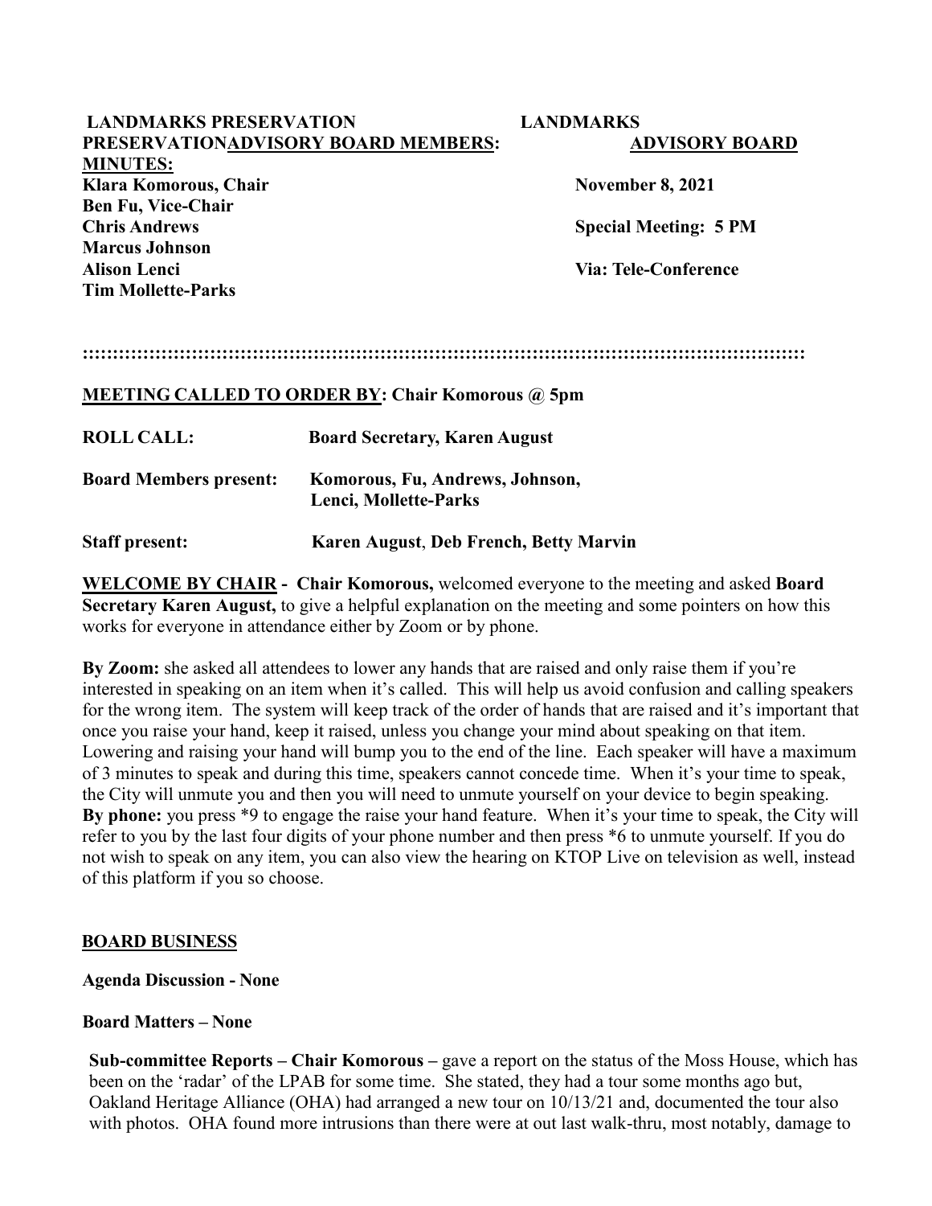**LANDMARKS PRESERVATION ADVISORY BOARD MINUTES:**

**LANDMARKS PRESERVATION ADVISORY BOARD MEMBERS:**

**Klara Komorous, Chair**
**Ben Fu, Vice-Chair**
**Chris Andrews**
**Marcus Johnson**
**Alison Lenci**
**Tim Mollette-Parks**

**November 8, 2021**

**Special Meeting: 5 PM**

**Via: Tele-Conference**

::::::::::::::::::::::::::::::::::::::::::::::::::::::::::::::::::::::::::::::::::::::::::::::::::::::::::::::::::::::::::::

**MEETING CALLED TO ORDER BY: Chair Komorous @ 5pm**

| | |
|---|---|
| **ROLL CALL:** | **Board Secretary, Karen August** |
| **Board Members present:** | **Komorous, Fu, Andrews, Johnson, Lenci, Mollette-Parks** |
| **Staff present:** | **Karen August, Deb French, Betty Marvin** |

**WELCOME BY CHAIR - Chair Komorous,** welcomed everyone to the meeting and asked **Board Secretary Karen August,** to give a helpful explanation on the meeting and some pointers on how this works for everyone in attendance either by Zoom or by phone.

**By Zoom:** she asked all attendees to lower any hands that are raised and only raise them if you're interested in speaking on an item when it's called. This will help us avoid confusion and calling speakers for the wrong item. The system will keep track of the order of hands that are raised and it's important that once you raise your hand, keep it raised, unless you change your mind about speaking on that item. Lowering and raising your hand will bump you to the end of the line. Each speaker will have a maximum of 3 minutes to speak and during this time, speakers cannot concede time. When it's your time to speak, the City will unmute you and then you will need to unmute yourself on your device to begin speaking. **By phone:** you press *9 to engage the raise your hand feature. When it's your time to speak, the City will refer to you by the last four digits of your phone number and then press *6 to unmute yourself. If you do not wish to speak on any item, you can also view the hearing on KTOP Live on television as well, instead of this platform if you so choose.

**BOARD BUSINESS**

**Agenda Discussion - None**

**Board Matters – None**

**Sub-committee Reports – Chair Komorous –** gave a report on the status of the Moss House, which has been on the 'radar' of the LPAB for some time. She stated, they had a tour some months ago but, Oakland Heritage Alliance (OHA) had arranged a new tour on 10/13/21 and, documented the tour also with photos. OHA found more intrusions than there were at out last walk-thru, most notably, damage to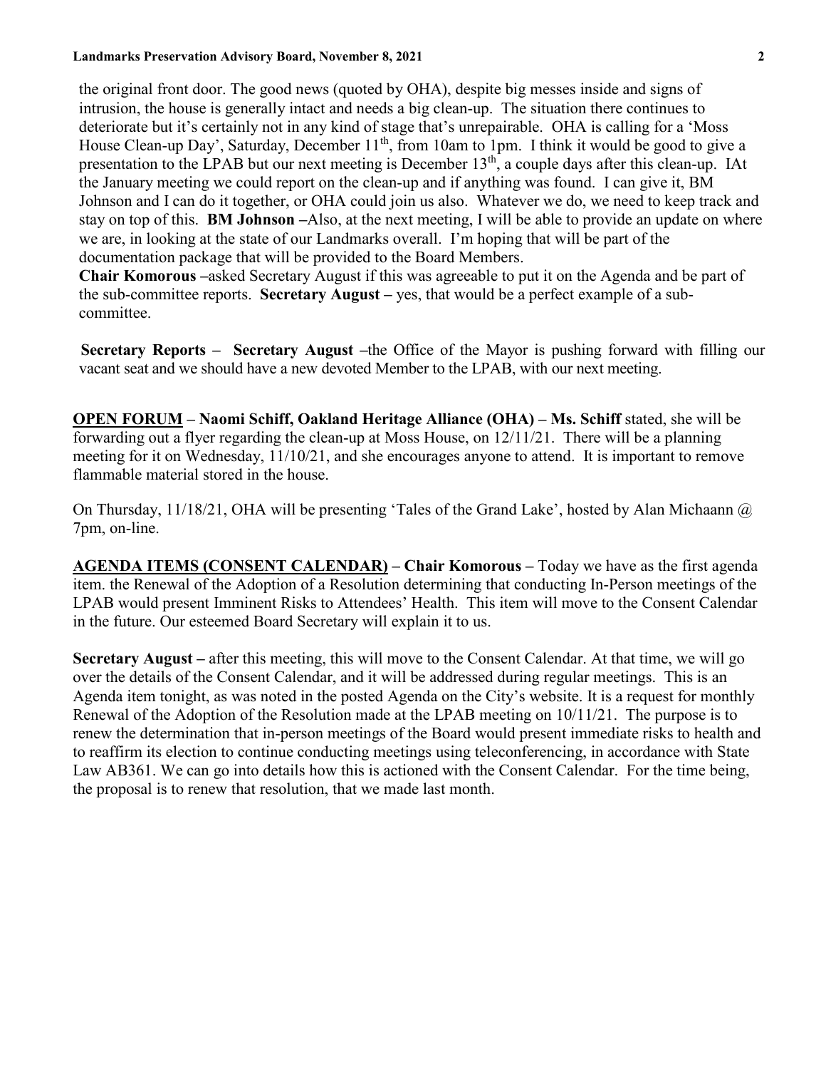the original front door. The good news (quoted by OHA), despite big messes inside and signs of intrusion, the house is generally intact and needs a big clean-up. The situation there continues to deteriorate but it's certainly not in any kind of stage that's unrepairable. OHA is calling for a 'Moss House Clean-up Day', Saturday, December 11th, from 10am to 1pm. I think it would be good to give a presentation to the LPAB but our next meeting is December 13th, a couple days after this clean-up. IAt the January meeting we could report on the clean-up and if anything was found. I can give it, BM Johnson and I can do it together, or OHA could join us also. Whatever we do, we need to keep track and stay on top of this. **BM Johnson** –Also, at the next meeting, I will be able to provide an update on where we are, in looking at the state of our Landmarks overall. I'm hoping that will be part of the documentation package that will be provided to the Board Members.

**Chair Komorous** –asked Secretary August if this was agreeable to put it on the Agenda and be part of the sub-committee reports. **Secretary August** – yes, that would be a perfect example of a sub-committee.

**Secretary Reports** – **Secretary August** –the Office of the Mayor is pushing forward with filling our vacant seat and we should have a new devoted Member to the LPAB, with our next meeting.

**OPEN FORUM – Naomi Schiff, Oakland Heritage Alliance (OHA) – Ms. Schiff** stated, she will be forwarding out a flyer regarding the clean-up at Moss House, on 12/11/21. There will be a planning meeting for it on Wednesday, 11/10/21, and she encourages anyone to attend. It is important to remove flammable material stored in the house.

On Thursday, 11/18/21, OHA will be presenting 'Tales of the Grand Lake', hosted by Alan Michaann @ 7pm, on-line.

**AGENDA ITEMS (CONSENT CALENDAR) – Chair Komorous** – Today we have as the first agenda item. the Renewal of the Adoption of a Resolution determining that conducting In-Person meetings of the LPAB would present Imminent Risks to Attendees' Health. This item will move to the Consent Calendar in the future. Our esteemed Board Secretary will explain it to us.

**Secretary August** – after this meeting, this will move to the Consent Calendar. At that time, we will go over the details of the Consent Calendar, and it will be addressed during regular meetings. This is an Agenda item tonight, as was noted in the posted Agenda on the City's website. It is a request for monthly Renewal of the Adoption of the Resolution made at the LPAB meeting on 10/11/21. The purpose is to renew the determination that in-person meetings of the Board would present immediate risks to health and to reaffirm its election to continue conducting meetings using teleconferencing, in accordance with State Law AB361. We can go into details how this is actioned with the Consent Calendar. For the time being, the proposal is to renew that resolution, that we made last month.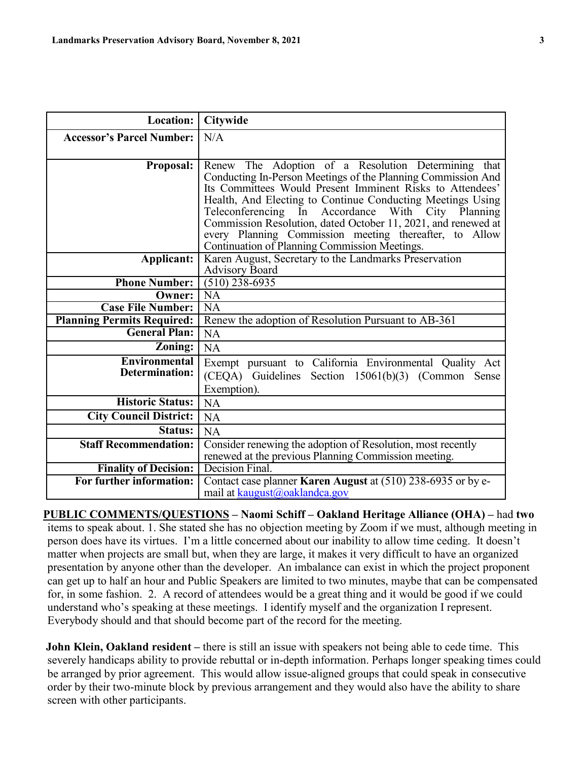| **Location:** | **Citywide** |
|---|---|
| **Accessor's Parcel Number:** | N/A |
| **Proposal:** | Renew The Adoption of a Resolution Determining that Conducting In-Person Meetings of the Planning Commission And Its Committees Would Present Imminent Risks to Attendees' Health, And Electing to Continue Conducting Meetings Using Teleconferencing In Accordance With City Planning Commission Resolution, dated October 11, 2021, and renewed at every Planning Commission meeting thereafter, to Allow Continuation of Planning Commission Meetings. |
| **Applicant:** | Karen August, Secretary to the Landmarks Preservation Advisory Board |
| **Phone Number:** | (510) 238-6935 |
| **Owner:** | NA |
| **Case File Number:** | NA |
| **Planning Permits Required:** | Renew the adoption of Resolution Pursuant to AB-361 |
| **General Plan:** | NA |
| **Zoning:** | NA |
| **Environmental Determination:** | Exempt pursuant to California Environmental Quality Act (CEQA) Guidelines Section 15061(b)(3) (Common Sense Exemption). |
| **Historic Status:** | NA |
| **City Council District:** | NA |
| **Status:** | NA |
| **Staff Recommendation:** | Consider renewing the adoption of Resolution, most recently renewed at the previous Planning Commission meeting. |
| **Finality of Decision:** | Decision Final. |
| **For further information:** | Contact case planner **Karen August** at (510) 238-6935 or by e-mail at kaugust@oaklandca.gov |

**PUBLIC COMMENTS/QUESTIONS – Naomi Schiff – Oakland Heritage Alliance (OHA) –** had **two** items to speak about. 1. She stated she has no objection meeting by Zoom if we must, although meeting in person does have its virtues. I'm a little concerned about our inability to allow time ceding. It doesn't matter when projects are small but, when they are large, it makes it very difficult to have an organized presentation by anyone other than the developer. An imbalance can exist in which the project proponent can get up to half an hour and Public Speakers are limited to two minutes, maybe that can be compensated for, in some fashion. 2. A record of attendees would be a great thing and it would be good if we could understand who's speaking at these meetings. I identify myself and the organization I represent. Everybody should and that should become part of the record for the meeting.

**John Klein, Oakland resident –** there is still an issue with speakers not being able to cede time. This severely handicaps ability to provide rebuttal or in-depth information. Perhaps longer speaking times could be arranged by prior agreement. This would allow issue-aligned groups that could speak in consecutive order by their two-minute block by previous arrangement and they would also have the ability to share screen with other participants.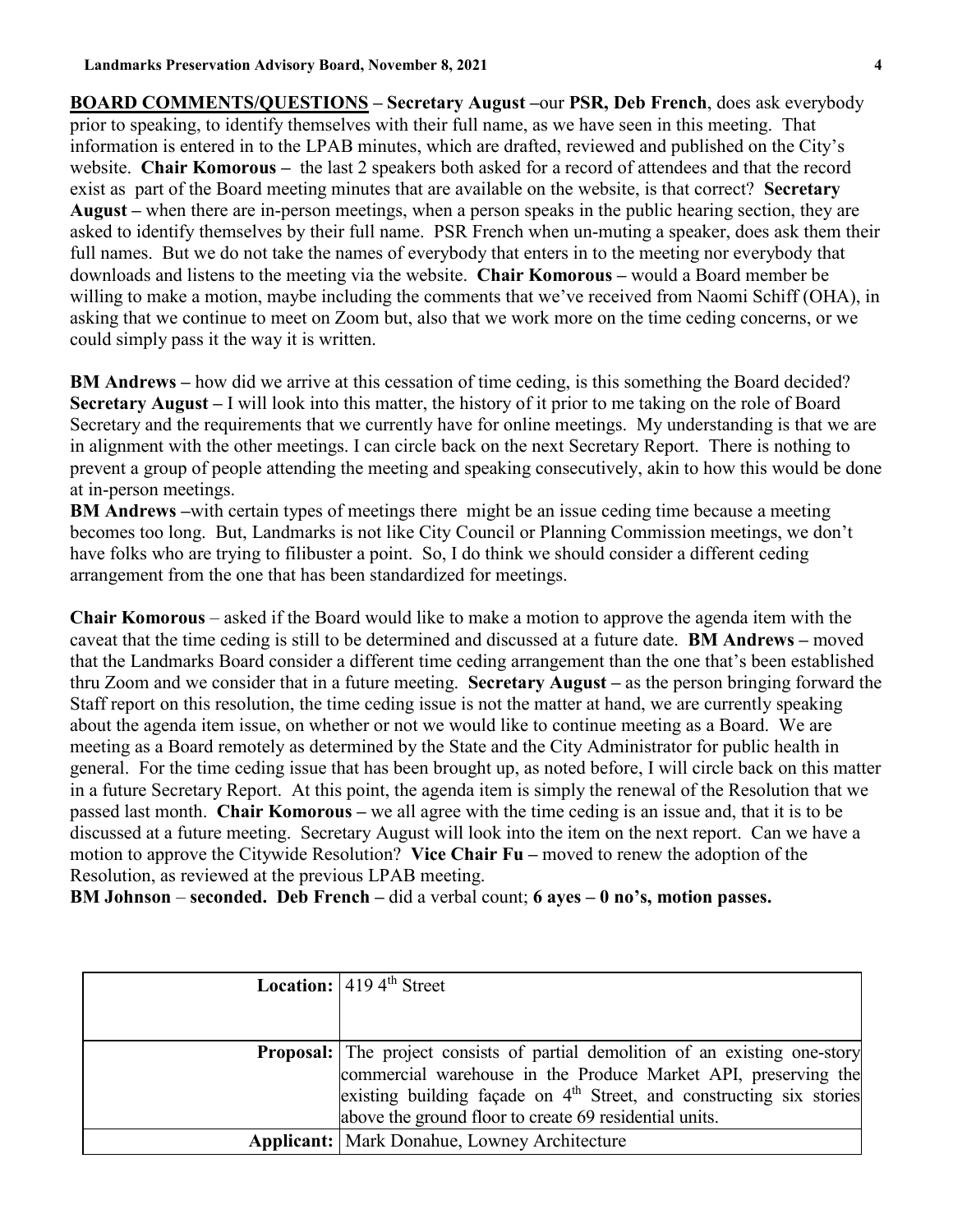**BOARD COMMENTS/QUESTIONS** – **Secretary August** –our **PSR, Deb French**, does ask everybody prior to speaking, to identify themselves with their full name, as we have seen in this meeting. That information is entered in to the LPAB minutes, which are drafted, reviewed and published on the City's website. **Chair Komorous** – the last 2 speakers both asked for a record of attendees and that the record exist as part of the Board meeting minutes that are available on the website, is that correct? **Secretary August** – when there are in-person meetings, when a person speaks in the public hearing section, they are asked to identify themselves by their full name. PSR French when un-muting a speaker, does ask them their full names. But we do not take the names of everybody that enters in to the meeting nor everybody that downloads and listens to the meeting via the website. **Chair Komorous** – would a Board member be willing to make a motion, maybe including the comments that we've received from Naomi Schiff (OHA), in asking that we continue to meet on Zoom but, also that we work more on the time ceding concerns, or we could simply pass it the way it is written.

**BM Andrews** – how did we arrive at this cessation of time ceding, is this something the Board decided? **Secretary August** – I will look into this matter, the history of it prior to me taking on the role of Board Secretary and the requirements that we currently have for online meetings. My understanding is that we are in alignment with the other meetings. I can circle back on the next Secretary Report. There is nothing to prevent a group of people attending the meeting and speaking consecutively, akin to how this would be done at in-person meetings.
**BM Andrews** –with certain types of meetings there might be an issue ceding time because a meeting becomes too long. But, Landmarks is not like City Council or Planning Commission meetings, we don't have folks who are trying to filibuster a point. So, I do think we should consider a different ceding arrangement from the one that has been standardized for meetings.

**Chair Komorous** – asked if the Board would like to make a motion to approve the agenda item with the caveat that the time ceding is still to be determined and discussed at a future date. **BM Andrews** – moved that the Landmarks Board consider a different time ceding arrangement than the one that's been established thru Zoom and we consider that in a future meeting. **Secretary August** – as the person bringing forward the Staff report on this resolution, the time ceding issue is not the matter at hand, we are currently speaking about the agenda item issue, on whether or not we would like to continue meeting as a Board. We are meeting as a Board remotely as determined by the State and the City Administrator for public health in general. For the time ceding issue that has been brought up, as noted before, I will circle back on this matter in a future Secretary Report. At this point, the agenda item is simply the renewal of the Resolution that we passed last month. **Chair Komorous** – we all agree with the time ceding is an issue and, that it is to be discussed at a future meeting. Secretary August will look into the item on the next report. Can we have a motion to approve the Citywide Resolution? **Vice Chair Fu** – moved to renew the adoption of the Resolution, as reviewed at the previous LPAB meeting.
**BM Johnson** – **seconded. Deb French** – did a verbal count; **6 ayes – 0 no's, motion passes.**

| | |
|---|---|
| **Location:** | 419 4th Street |
| **Proposal:** | The project consists of partial demolition of an existing one-story commercial warehouse in the Produce Market API, preserving the existing building façade on 4th Street, and constructing six stories above the ground floor to create 69 residential units. |
| **Applicant:** | Mark Donahue, Lowney Architecture |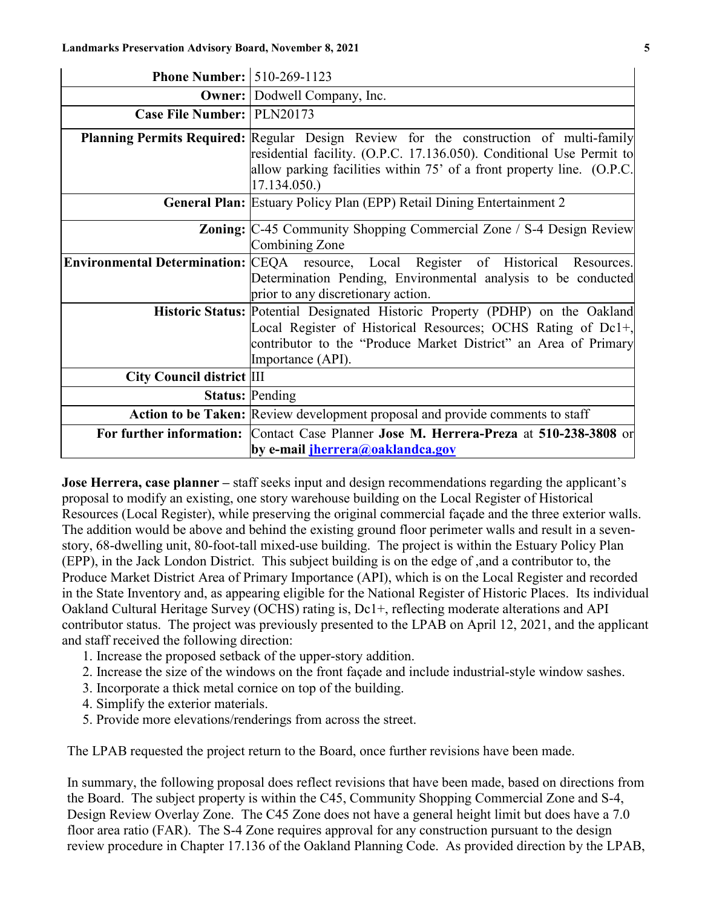| | |
|---|---|
| **Phone Number:** | 510-269-1123 |
| **Owner:** | Dodwell Company, Inc. |
| **Case File Number:** | PLN20173 |
| **Planning Permits Required:** | Regular Design Review for the construction of multi-family residential facility. (O.P.C. 17.136.050). Conditional Use Permit to allow parking facilities within 75' of a front property line. (O.P.C. 17.134.050.) |
| **General Plan:** | Estuary Policy Plan (EPP) Retail Dining Entertainment 2 |
| **Zoning:** | C-45 Community Shopping Commercial Zone / S-4 Design Review Combining Zone |
| **Environmental Determination:** | CEQA resource, Local Register of Historical Resources. Determination Pending, Environmental analysis to be conducted prior to any discretionary action. |
| **Historic Status:** | Potential Designated Historic Property (PDHP) on the Oakland Local Register of Historical Resources; OCHS Rating of Dc1+, contributor to the "Produce Market District" an Area of Primary Importance (API). |
| **City Council district** | III |
| **Status:** | Pending |
| **Action to be Taken:** | Review development proposal and provide comments to staff |
| **For further information:** | Contact Case Planner **Jose M. Herrera-Preza** at **510-238-3808** or **by e-mail [jherrera@oaklandca.gov](mailto:jherrera@oaklandca.gov)** |

**Jose Herrera, case planner –** staff seeks input and design recommendations regarding the applicant's proposal to modify an existing, one story warehouse building on the Local Register of Historical Resources (Local Register), while preserving the original commercial façade and the three exterior walls. The addition would be above and behind the existing ground floor perimeter walls and result in a seven-story, 68-dwelling unit, 80-foot-tall mixed-use building. The project is within the Estuary Policy Plan (EPP), in the Jack London District. This subject building is on the edge of ,and a contributor to, the Produce Market District Area of Primary Importance (API), which is on the Local Register and recorded in the State Inventory and, as appearing eligible for the National Register of Historic Places. Its individual Oakland Cultural Heritage Survey (OCHS) rating is, Dc1+, reflecting moderate alterations and API contributor status. The project was previously presented to the LPAB on April 12, 2021, and the applicant and staff received the following direction:

1. Increase the proposed setback of the upper-story addition.
2. Increase the size of the windows on the front façade and include industrial-style window sashes.
3. Incorporate a thick metal cornice on top of the building.
4. Simplify the exterior materials.
5. Provide more elevations/renderings from across the street.

The LPAB requested the project return to the Board, once further revisions have been made.

In summary, the following proposal does reflect revisions that have been made, based on directions from the Board. The subject property is within the C45, Community Shopping Commercial Zone and S-4, Design Review Overlay Zone. The C45 Zone does not have a general height limit but does have a 7.0 floor area ratio (FAR). The S-4 Zone requires approval for any construction pursuant to the design review procedure in Chapter 17.136 of the Oakland Planning Code. As provided direction by the LPAB,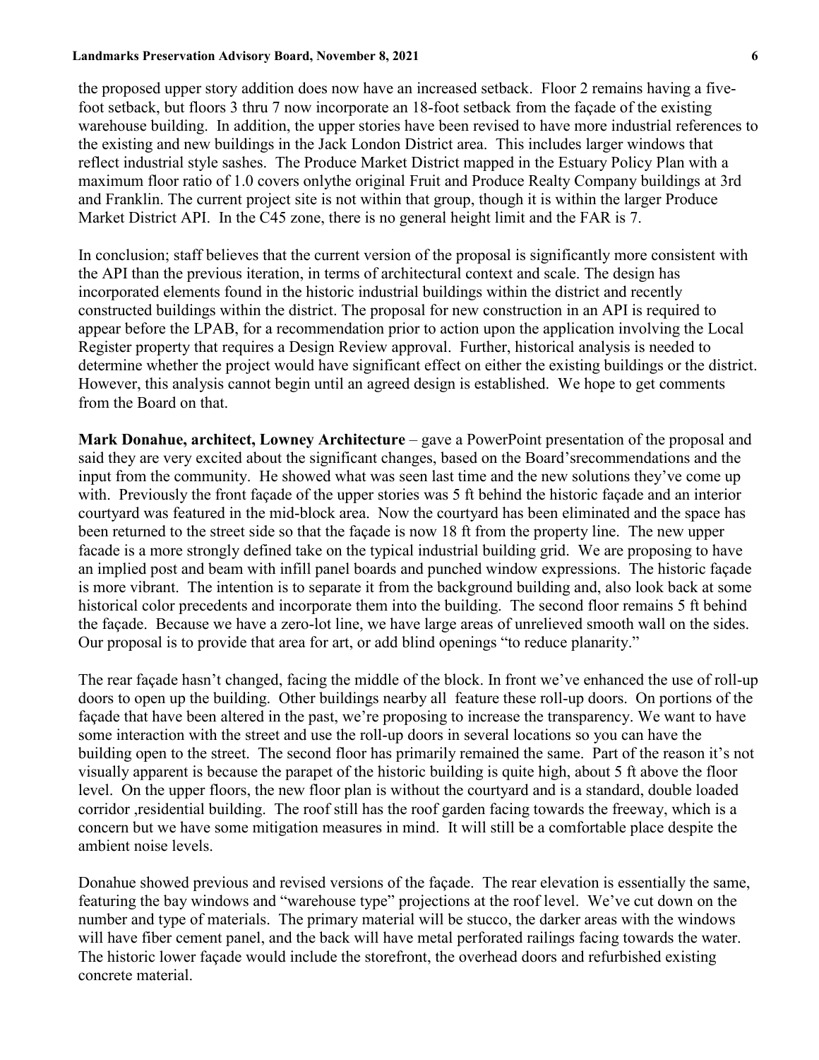the proposed upper story addition does now have an increased setback. Floor 2 remains having a five-foot setback, but floors 3 thru 7 now incorporate an 18-foot setback from the façade of the existing warehouse building. In addition, the upper stories have been revised to have more industrial references to the existing and new buildings in the Jack London District area. This includes larger windows that reflect industrial style sashes. The Produce Market District mapped in the Estuary Policy Plan with a maximum floor ratio of 1.0 covers onlythe original Fruit and Produce Realty Company buildings at 3rd and Franklin. The current project site is not within that group, though it is within the larger Produce Market District API. In the C45 zone, there is no general height limit and the FAR is 7.

In conclusion; staff believes that the current version of the proposal is significantly more consistent with the API than the previous iteration, in terms of architectural context and scale. The design has incorporated elements found in the historic industrial buildings within the district and recently constructed buildings within the district. The proposal for new construction in an API is required to appear before the LPAB, for a recommendation prior to action upon the application involving the Local Register property that requires a Design Review approval. Further, historical analysis is needed to determine whether the project would have significant effect on either the existing buildings or the district. However, this analysis cannot begin until an agreed design is established. We hope to get comments from the Board on that.

**Mark Donahue, architect, Lowney Architecture** – gave a PowerPoint presentation of the proposal and said they are very excited about the significant changes, based on the Board'srecommendations and the input from the community. He showed what was seen last time and the new solutions they've come up with. Previously the front façade of the upper stories was 5 ft behind the historic façade and an interior courtyard was featured in the mid-block area. Now the courtyard has been eliminated and the space has been returned to the street side so that the façade is now 18 ft from the property line. The new upper facade is a more strongly defined take on the typical industrial building grid. We are proposing to have an implied post and beam with infill panel boards and punched window expressions. The historic façade is more vibrant. The intention is to separate it from the background building and, also look back at some historical color precedents and incorporate them into the building. The second floor remains 5 ft behind the façade. Because we have a zero-lot line, we have large areas of unrelieved smooth wall on the sides. Our proposal is to provide that area for art, or add blind openings "to reduce planarity."

The rear façade hasn't changed, facing the middle of the block. In front we've enhanced the use of roll-up doors to open up the building. Other buildings nearby all feature these roll-up doors. On portions of the façade that have been altered in the past, we're proposing to increase the transparency. We want to have some interaction with the street and use the roll-up doors in several locations so you can have the building open to the street. The second floor has primarily remained the same. Part of the reason it's not visually apparent is because the parapet of the historic building is quite high, about 5 ft above the floor level. On the upper floors, the new floor plan is without the courtyard and is a standard, double loaded corridor ,residential building. The roof still has the roof garden facing towards the freeway, which is a concern but we have some mitigation measures in mind. It will still be a comfortable place despite the ambient noise levels.

Donahue showed previous and revised versions of the façade. The rear elevation is essentially the same, featuring the bay windows and "warehouse type" projections at the roof level. We've cut down on the number and type of materials. The primary material will be stucco, the darker areas with the windows will have fiber cement panel, and the back will have metal perforated railings facing towards the water. The historic lower façade would include the storefront, the overhead doors and refurbished existing concrete material.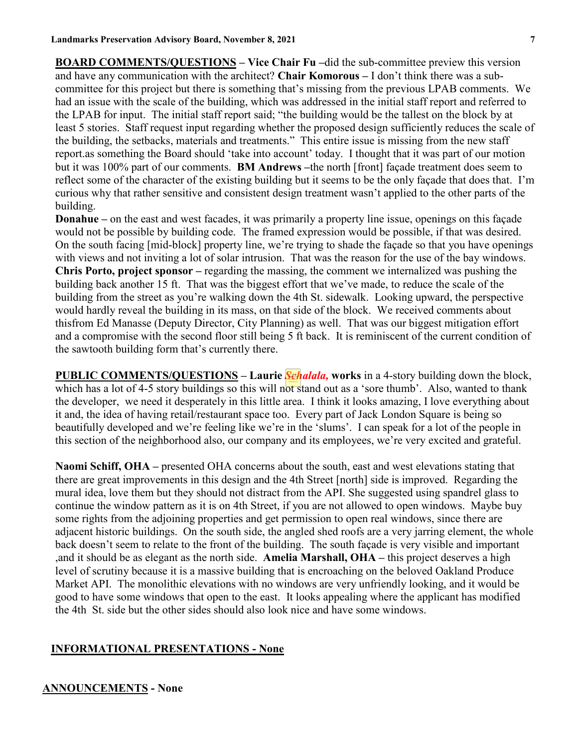**BOARD COMMENTS/QUESTIONS – Vice Chair Fu** –did the sub-committee preview this version and have any communication with the architect? **Chair Komorous –** I don't think there was a sub-committee for this project but there is something that's missing from the previous LPAB comments. We had an issue with the scale of the building, which was addressed in the initial staff report and referred to the LPAB for input. The initial staff report said; "the building would be the tallest on the block by at least 5 stories. Staff request input regarding whether the proposed design sufficiently reduces the scale of the building, the setbacks, materials and treatments." This entire issue is missing from the new staff report.as something the Board should 'take into account' today. I thought that it was part of our motion but it was 100% part of our comments. **BM Andrews** –the north [front] façade treatment does seem to reflect some of the character of the existing building but it seems to be the only façade that does that. I'm curious why that rather sensitive and consistent design treatment wasn't applied to the other parts of the building.

**Donahue –** on the east and west facades, it was primarily a property line issue, openings on this façade would not be possible by building code. The framed expression would be possible, if that was desired. On the south facing [mid-block] property line, we're trying to shade the façade so that you have openings with views and not inviting a lot of solar intrusion. That was the reason for the use of the bay windows. **Chris Porto, project sponsor –** regarding the massing, the comment we internalized was pushing the building back another 15 ft. That was the biggest effort that we've made, to reduce the scale of the building from the street as you're walking down the 4th St. sidewalk. Looking upward, the perspective would hardly reveal the building in its mass, on that side of the block. We received comments about thisfrom Ed Manasse (Deputy Director, City Planning) as well. That was our biggest mitigation effort and a compromise with the second floor still being 5 ft back. It is reminiscent of the current condition of the sawtooth building form that's currently there.

**PUBLIC COMMENTS/QUESTIONS – Laurie *Schalala,* works** in a 4-story building down the block, which has a lot of 4-5 story buildings so this will not stand out as a 'sore thumb'. Also, wanted to thank the developer, we need it desperately in this little area. I think it looks amazing, I love everything about it and, the idea of having retail/restaurant space too. Every part of Jack London Square is being so beautifully developed and we're feeling like we're in the 'slums'. I can speak for a lot of the people in this section of the neighborhood also, our company and its employees, we're very excited and grateful.

**Naomi Schiff, OHA –** presented OHA concerns about the south, east and west elevations stating that there are great improvements in this design and the 4th Street [north] side is improved. Regarding the mural idea, love them but they should not distract from the API. She suggested using spandrel glass to continue the window pattern as it is on 4th Street, if you are not allowed to open windows. Maybe buy some rights from the adjoining properties and get permission to open real windows, since there are adjacent historic buildings. On the south side, the angled shed roofs are a very jarring element, the whole back doesn't seem to relate to the front of the building. The south façade is very visible and important ,and it should be as elegant as the north side. **Amelia Marshall, OHA –** this project deserves a high level of scrutiny because it is a massive building that is encroaching on the beloved Oakland Produce Market API. The monolithic elevations with no windows are very unfriendly looking, and it would be good to have some windows that open to the east. It looks appealing where the applicant has modified the 4th St. side but the other sides should also look nice and have some windows.

## INFORMATIONAL PRESENTATIONS - None

## ANNOUNCEMENTS - None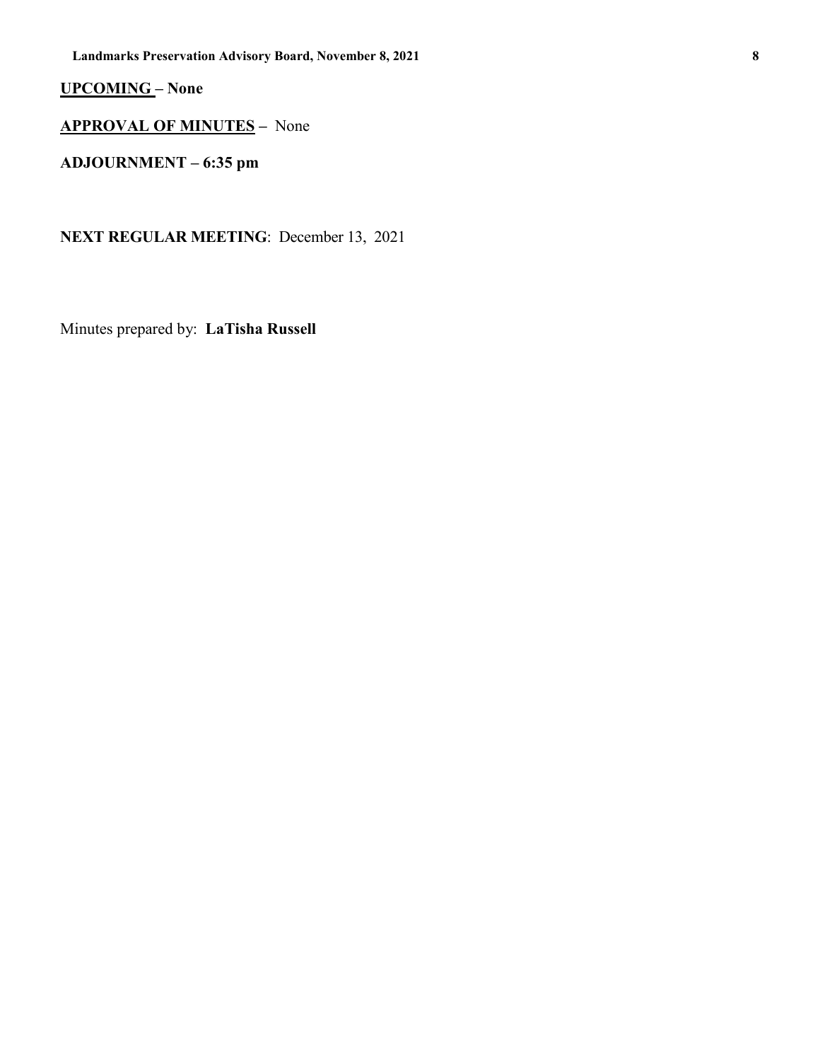**UPCOMING – None**

**APPROVAL OF MINUTES –** None

**ADJOURNMENT – 6:35 pm**

**NEXT REGULAR MEETING**: December 13, 2021

Minutes prepared by: **LaTisha Russell**